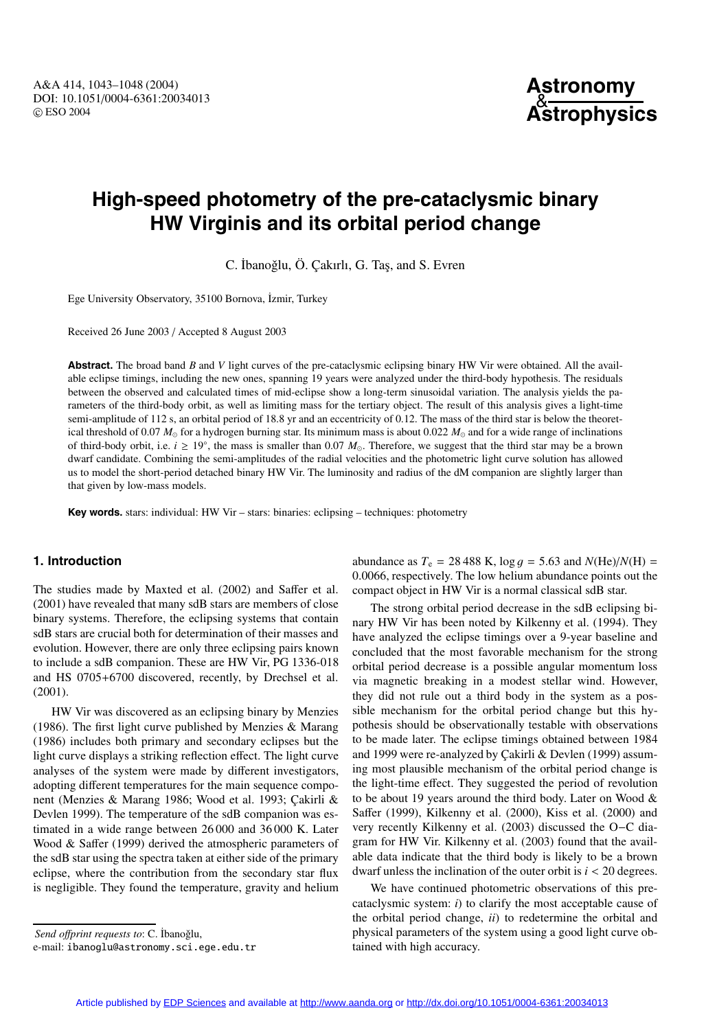# High-speed photometry of the pre-cataclysmic binary HW Virginis and its orbital period change

C. İbanoğlu, Ö. Çakırlı, G. Taş, and S. Evren

Ege University Observatory, 35100 Bornova, İzmir, Turkey

Received 26 June 2003 / Accepted 8 August 2003

**Abstract.** The broad band *B* and *V* light curves of the pre-cataclysmic eclipsing binary HW Vir were obtained. All the available eclipse timings, including the new ones, spanning 19 years were analyzed under the third-body hypothesis. The residuals between the observed and calculated times of mid-eclipse show a long-term sinusoidal variation. The analysis yields the parameters of the third-body orbit, as well as limiting mass for the tertiary object. The result of this analysis gives a light-time semi-amplitude of 112 s, an orbital period of 18.8 yr and an eccentricity of 0.12. The mass of the third star is below the theoretical threshold of 0.07 $M_{\odot}$ for a hydrogen burning star. Its minimum mass is about 0.022 $M_{\odot}$ and for a wide range of inclinations of third-body orbit, i.e. $i \geq 19°$, the mass is smaller than 0.07 $M_{\odot}$. Therefore, we suggest that the third star may be a brown dwarf candidate. Combining the semi-amplitudes of the radial velocities and the photometric light curve solution has allowed us to model the short-period detached binary HW Vir. The luminosity and radius of the dM companion are slightly larger than that given by low-mass models.

**Key words.** stars: individual: HW Vir – stars: binaries: eclipsing – techniques: photometry

## 1. Introduction

The studies made by Maxted et al. (2002) and Saffer et al. (2001) have revealed that many sdB stars are members of close binary systems. Therefore, the eclipsing systems that contain sdB stars are crucial both for determination of their masses and evolution. However, there are only three eclipsing pairs known to include a sdB companion. These are HW Vir, PG 1336-018 and HS 0705+6700 discovered, recently, by Drechsel et al. (2001).

HW Vir was discovered as an eclipsing binary by Menzies (1986). The first light curve published by Menzies & Marang (1986) includes both primary and secondary eclipses but the light curve displays a striking reflection effect. The light curve analyses of the system were made by different investigators, adopting different temperatures for the main sequence component (Menzies & Marang 1986; Wood et al. 1993; Çakirli & Devlen 1999). The temperature of the sdB companion was estimated in a wide range between 26 000 and 36 000 K. Later Wood & Saffer (1999) derived the atmospheric parameters of the sdB star using the spectra taken at either side of the primary eclipse, where the contribution from the secondary star flux is negligible. They found the temperature, gravity and helium abundance as $T_{\rm e}$ = 28 488 K, $\log g$ = 5.63 and $N({\rm He})/N({\rm H})$ = 0.0066, respectively. The low helium abundance points out the compact object in HW Vir is a normal classical sdB star.

The strong orbital period decrease in the sdB eclipsing binary HW Vir has been noted by Kilkenny et al. (1994). They have analyzed the eclipse timings over a 9-year baseline and concluded that the most favorable mechanism for the strong orbital period decrease is a possible angular momentum loss via magnetic breaking in a modest stellar wind. However, they did not rule out a third body in the system as a possible mechanism for the orbital period change but this hypothesis should be observationally testable with observations to be made later. The eclipse timings obtained between 1984 and 1999 were re-analyzed by Çakirli & Devlen (1999) assuming most plausible mechanism of the orbital period change is the light-time effect. They suggested the period of revolution to be about 19 years around the third body. Later on Wood & Saffer (1999), Kilkenny et al. (2000), Kiss et al. (2000) and very recently Kilkenny et al. (2003) discussed the O−C diagram for HW Vir. Kilkenny et al. (2003) found that the available data indicate that the third body is likely to be a brown dwarf unless the inclination of the outer orbit is $i$ < 20 degrees.

We have continued photometric observations of this pre-cataclysmic system: *i*) to clarify the most acceptable cause of the orbital period change, *ii*) to redetermine the orbital and physical parameters of the system using a good light curve obtained with high accuracy.

---

*Send offprint requests to*: C. İbanoğlu,
e-mail: ibanoglu@astronomy.sci.ege.edu.tr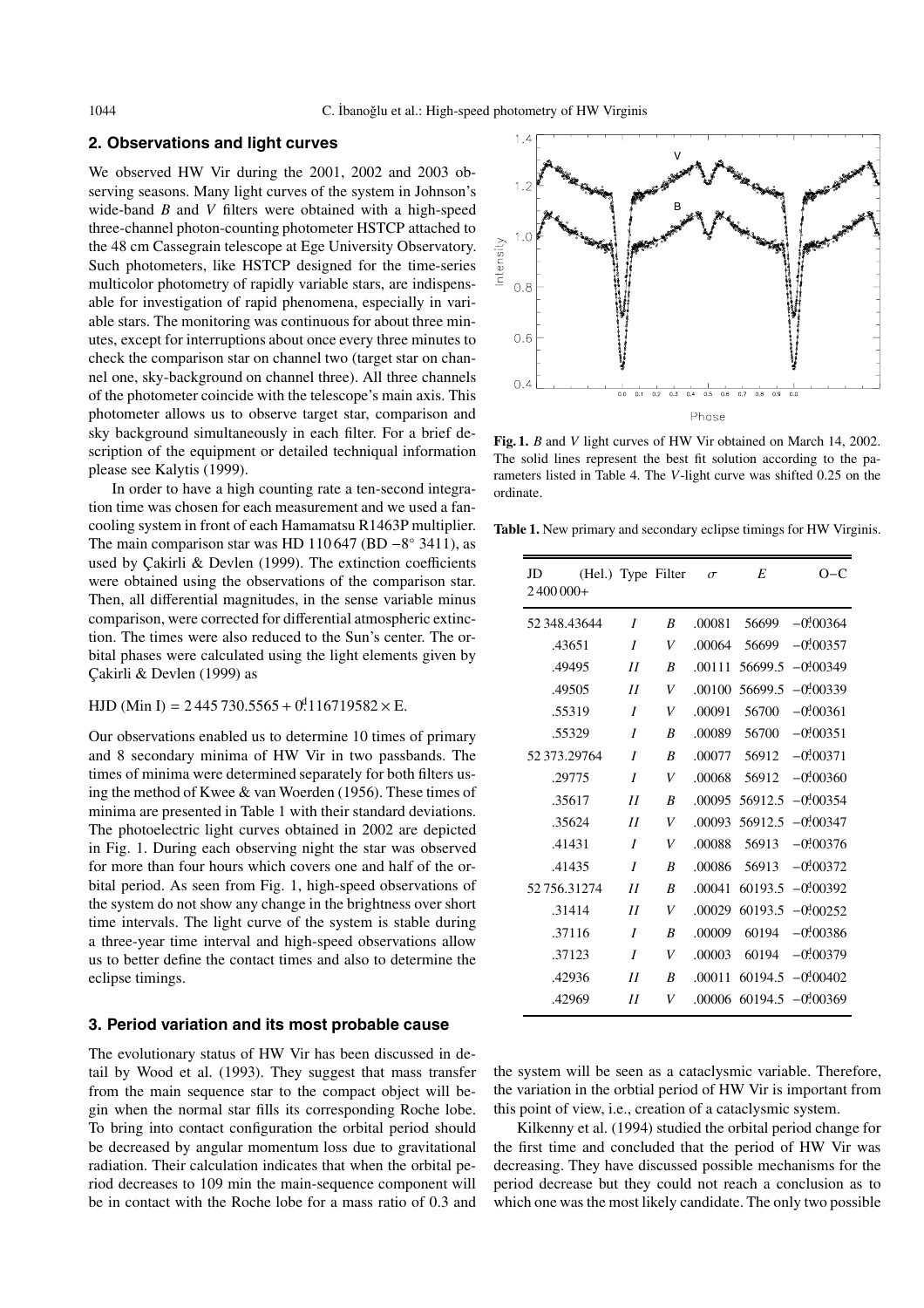## 2. Observations and light curves

We observed HW Vir during the 2001, 2002 and 2003 observing seasons. Many light curves of the system in Johnson's wide-band *B* and *V* filters were obtained with a high-speed three-channel photon-counting photometer HSTCP attached to the 48 cm Cassegrain telescope at Ege University Observatory. Such photometers, like HSTCP designed for the time-series multicolor photometry of rapidly variable stars, are indispensable for investigation of rapid phenomena, especially in variable stars. The monitoring was continuous for about three minutes, except for interruptions about once every three minutes to check the comparison star on channel two (target star on channel one, sky-background on channel three). All three channels of the photometer coincide with the telescope's main axis. This photometer allows us to observe target star, comparison and sky background simultaneously in each filter. For a brief description of the equipment or detailed techniqual information please see Kalytis (1999).

In order to have a high counting rate a ten-second integration time was chosen for each measurement and we used a fan-cooling system in front of each Hamamatsu R1463P multiplier. The main comparison star was HD 110 647 (BD −8° 3411), as used by Çakirli & Devlen (1999). The extinction coefficients were obtained using the observations of the comparison star. Then, all differential magnitudes, in the sense variable minus comparison, were corrected for differential atmospheric extinction. The times were also reduced to the Sun's center. The orbital phases were calculated using the light elements given by Çakirli & Devlen (1999) as

$$\text{HJD (Min I)} = 2\,445\,730.5565 + 0\overset{\text{d}}{.}116719582 \times \text{E}.$$

Our observations enabled us to determine 10 times of primary and 8 secondary minima of HW Vir in two passbands. The times of minima were determined separately for both filters using the method of Kwee & van Woerden (1956). These times of minima are presented in Table 1 with their standard deviations. The photoelectric light curves obtained in 2002 are depicted in Fig. 1. During each observing night the star was observed for more than four hours which covers one and half of the orbital period. As seen from Fig. 1, high-speed observations of the system do not show any change in the brightness over short time intervals. The light curve of the system is stable during a three-year time interval and high-speed observations allow us to better define the contact times and also to determine the eclipse timings.

**Fig. 1.** *B* and *V* light curves of HW Vir obtained on March 14, 2002. The solid lines represent the best fit solution according to the parameters listed in Table 4. The *V*-light curve was shifted 0.25 on the ordinate.

**Table 1.** New primary and secondary eclipse timings for HW Virginis.

| JD (Hel.) 2 400 000+ | Type | Filter | $\sigma$ | $E$ | O−C |
|---|---|---|---|---|---|
| 52 348.43644 | *I* | *B* | .00081 | 56699 | $-0\overset{\text{d}}{.}00364$ |
| .43651 | *I* | *V* | .00064 | 56699 | $-0\overset{\text{d}}{.}00357$ |
| .49495 | *II* | *B* | .00111 | 56699.5 | $-0\overset{\text{d}}{.}00349$ |
| .49505 | *II* | *V* | .00100 | 56699.5 | $-0\overset{\text{d}}{.}00339$ |
| .55319 | *I* | *V* | .00091 | 56700 | $-0\overset{\text{d}}{.}00361$ |
| .55329 | *I* | *B* | .00089 | 56700 | $-0\overset{\text{d}}{.}00351$ |
| 52 373.29764 | *I* | *B* | .00077 | 56912 | $-0\overset{\text{d}}{.}00371$ |
| .29775 | *I* | *V* | .00068 | 56912 | $-0\overset{\text{d}}{.}00360$ |
| .35617 | *II* | *B* | .00095 | 56912.5 | $-0\overset{\text{d}}{.}00354$ |
| .35624 | *II* | *V* | .00093 | 56912.5 | $-0\overset{\text{d}}{.}00347$ |
| .41431 | *I* | *V* | .00088 | 56913 | $-0\overset{\text{d}}{.}00376$ |
| .41435 | *I* | *B* | .00086 | 56913 | $-0\overset{\text{d}}{.}00372$ |
| 52 756.31274 | *II* | *B* | .00041 | 60193.5 | $-0\overset{\text{d}}{.}00392$ |
| .31414 | *II* | *V* | .00029 | 60193.5 | $-0\overset{\text{d}}{.}00252$ |
| .37116 | *I* | *B* | .00009 | 60194 | $-0\overset{\text{d}}{.}00386$ |
| .37123 | *I* | *V* | .00003 | 60194 | $-0\overset{\text{d}}{.}00379$ |
| .42936 | *II* | *B* | .00011 | 60194.5 | $-0\overset{\text{d}}{.}00402$ |
| .42969 | *II* | *V* | .00006 | 60194.5 | $-0\overset{\text{d}}{.}00369$ |

## 3. Period variation and its most probable cause

The evolutionary status of HW Vir has been discussed in detail by Wood et al. (1993). They suggest that mass transfer from the main sequence star to the compact object will begin when the normal star fills its corresponding Roche lobe. To bring into contact configuration the orbital period should be decreased by angular momentum loss due to gravitational radiation. Their calculation indicates that when the orbital period decreases to 109 min the main-sequence component will be in contact with the Roche lobe for a mass ratio of 0.3 and the system will be seen as a cataclysmic variable. Therefore, the variation in the orbtial period of HW Vir is important from this point of view, i.e., creation of a cataclysmic system.

Kilkenny et al. (1994) studied the orbital period change for the first time and concluded that the period of HW Vir was decreasing. They have discussed possible mechanisms for the period decrease but they could not reach a conclusion as to which one was the most likely candidate. The only two possible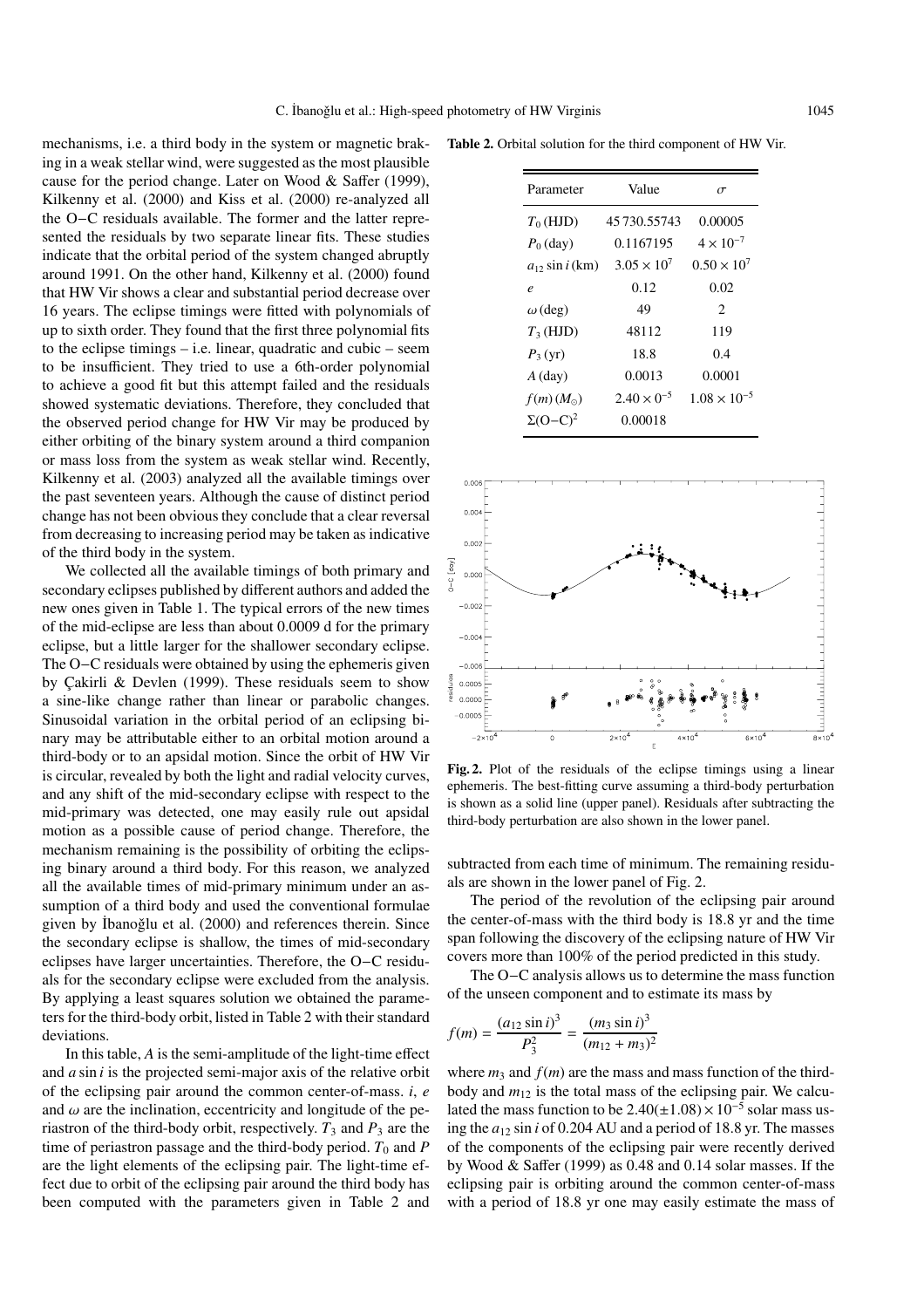mechanisms, i.e. a third body in the system or magnetic braking in a weak stellar wind, were suggested as the most plausible cause for the period change. Later on Wood & Saffer (1999), Kilkenny et al. (2000) and Kiss et al. (2000) re-analyzed all the O−C residuals available. The former and the latter represented the residuals by two separate linear fits. These studies indicate that the orbital period of the system changed abruptly around 1991. On the other hand, Kilkenny et al. (2000) found that HW Vir shows a clear and substantial period decrease over 16 years. The eclipse timings were fitted with polynomials of up to sixth order. They found that the first three polynomial fits to the eclipse timings – i.e. linear, quadratic and cubic – seem to be insufficient. They tried to use a 6th-order polynomial to achieve a good fit but this attempt failed and the residuals showed systematic deviations. Therefore, they concluded that the observed period change for HW Vir may be produced by either orbiting of the binary system around a third companion or mass loss from the system as weak stellar wind. Recently, Kilkenny et al. (2003) analyzed all the available timings over the past seventeen years. Although the cause of distinct period change has not been obvious they conclude that a clear reversal from decreasing to increasing period may be taken as indicative of the third body in the system.

We collected all the available timings of both primary and secondary eclipses published by different authors and added the new ones given in Table 1. The typical errors of the new times of the mid-eclipse are less than about 0.0009 d for the primary eclipse, but a little larger for the shallower secondary eclipse. The O−C residuals were obtained by using the ephemeris given by Çakirli & Devlen (1999). These residuals seem to show a sine-like change rather than linear or parabolic changes. Sinusoidal variation in the orbital period of an eclipsing binary may be attributable either to an orbital motion around a third-body or to an apsidal motion. Since the orbit of HW Vir is circular, revealed by both the light and radial velocity curves, and any shift of the mid-secondary eclipse with respect to the mid-primary was detected, one may easily rule out apsidal motion as a possible cause of period change. Therefore, the mechanism remaining is the possibility of orbiting the eclipsing binary around a third body. For this reason, we analyzed all the available times of mid-primary minimum under an assumption of a third body and used the conventional formulae given by İbanoğlu et al. (2000) and references therein. Since the secondary eclipse is shallow, the times of mid-secondary eclipses have larger uncertainties. Therefore, the O−C residuals for the secondary eclipse were excluded from the analysis. By applying a least squares solution we obtained the parameters for the third-body orbit, listed in Table 2 with their standard deviations.

In this table, $A$ is the semi-amplitude of the light-time effect and $a \sin i$ is the projected semi-major axis of the relative orbit of the eclipsing pair around the common center-of-mass. $i$, $e$ and $\omega$ are the inclination, eccentricity and longitude of the periastron of the third-body orbit, respectively. $T_3$ and $P_3$ are the time of periastron passage and the third-body period. $T_0$ and $P$ are the light elements of the eclipsing pair. The light-time effect due to orbit of the eclipsing pair around the third body has been computed with the parameters given in Table 2 and subtracted from each time of minimum. The remaining residuals are shown in the lower panel of Fig. 2.

**Table 2.** Orbital solution for the third component of HW Vir.

| Parameter | Value | $\sigma$ |
|---|---|---|
| $T_0$ (HJD) | 45 730.55743 | 0.00005 |
| $P_0$ (day) | 0.1167195 | $4 \times 10^{-7}$ |
| $a_{12} \sin i$ (km) | $3.05 \times 10^{7}$ | $0.50 \times 10^{7}$ |
| $e$ | 0.12 | 0.02 |
| $\omega$ (deg) | 49 | 2 |
| $T_3$ (HJD) | 48112 | 119 |
| $P_3$ (yr) | 18.8 | 0.4 |
| $A$ (day) | 0.0013 | 0.0001 |
| $f(m)$ ($M_\odot$) | $2.40 \times 0^{-5}$ | $1.08 \times 10^{-5}$ |
| $\Sigma$(O−C)$^2$ | 0.00018 | |

**Fig. 2.** Plot of the residuals of the eclipse timings using a linear ephemeris. The best-fitting curve assuming a third-body perturbation is shown as a solid line (upper panel). Residuals after subtracting the third-body perturbation are also shown in the lower panel.

The period of the revolution of the eclipsing pair around the center-of-mass with the third body is 18.8 yr and the time span following the discovery of the eclipsing nature of HW Vir covers more than 100% of the period predicted in this study.

The O−C analysis allows us to determine the mass function of the unseen component and to estimate its mass by

$$f(m) = \frac{(a_{12} \sin i)^3}{P_3^2} = \frac{(m_3 \sin i)^3}{(m_{12} + m_3)^2}$$

where $m_3$ and $f(m)$ are the mass and mass function of the third-body and $m_{12}$ is the total mass of the eclipsing pair. We calculated the mass function to be $2.40(\pm 1.08) \times 10^{-5}$ solar mass using the $a_{12} \sin i$ of 0.204 AU and a period of 18.8 yr. The masses of the components of the eclipsing pair were recently derived by Wood & Saffer (1999) as 0.48 and 0.14 solar masses. If the eclipsing pair is orbiting around the common center-of-mass with a period of 18.8 yr one may easily estimate the mass of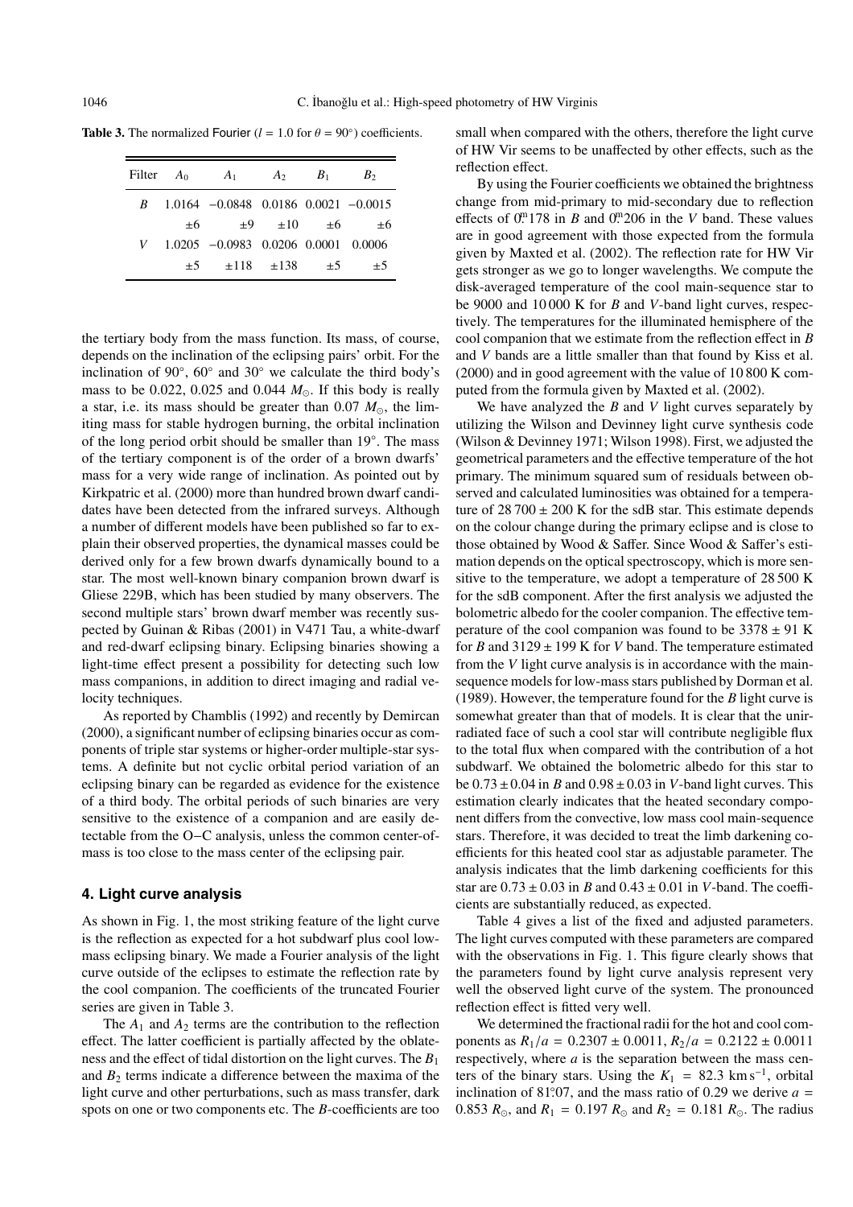**Table 3.** The normalized Fourier ($l = 1.0$ for $\theta = 90°$) coefficients.

| Filter | $A_0$ | $A_1$ | $A_2$ | $B_1$ | $B_2$ |
|---|---|---|---|---|---|
| $B$ | 1.0164 | −0.0848 | 0.0186 | 0.0021 | −0.0015 |
| | ±6 | ±9 | ±10 | ±6 | ±6 |
| $V$ | 1.0205 | −0.0983 | 0.0206 | 0.0001 | 0.0006 |
| | ±5 | ±118 | ±138 | ±5 | ±5 |

the tertiary body from the mass function. Its mass, of course, depends on the inclination of the eclipsing pairs' orbit. For the inclination of 90°, 60° and 30° we calculate the third body's mass to be 0.022, 0.025 and 0.044 $M_{\odot}$. If this body is really a star, i.e. its mass should be greater than 0.07 $M_{\odot}$, the limiting mass for stable hydrogen burning, the orbital inclination of the long period orbit should be smaller than 19°. The mass of the tertiary component is of the order of a brown dwarfs' mass for a very wide range of inclination. As pointed out by Kirkpatric et al. (2000) more than hundred brown dwarf candidates have been detected from the infrared surveys. Although a number of different models have been published so far to explain their observed properties, the dynamical masses could be derived only for a few brown dwarfs dynamically bound to a star. The most well-known binary companion brown dwarf is Gliese 229B, which has been studied by many observers. The second multiple stars' brown dwarf member was recently suspected by Guinan & Ribas (2001) in V471 Tau, a white-dwarf and red-dwarf eclipsing binary. Eclipsing binaries showing a light-time effect present a possibility for detecting such low mass companions, in addition to direct imaging and radial velocity techniques.

As reported by Chamblis (1992) and recently by Demircan (2000), a significant number of eclipsing binaries occur as components of triple star systems or higher-order multiple-star systems. A definite but not cyclic orbital period variation of an eclipsing binary can be regarded as evidence for the existence of a third body. The orbital periods of such binaries are very sensitive to the existence of a companion and are easily detectable from the O−C analysis, unless the common center-of-mass is too close to the mass center of the eclipsing pair.

## 4. Light curve analysis

As shown in Fig. 1, the most striking feature of the light curve is the reflection as expected for a hot subdwarf plus cool low-mass eclipsing binary. We made a Fourier analysis of the light curve outside of the eclipses to estimate the reflection rate by the cool companion. The coefficients of the truncated Fourier series are given in Table 3.

The $A_1$ and $A_2$ terms are the contribution to the reflection effect. The latter coefficient is partially affected by the oblateness and the effect of tidal distortion on the light curves. The $B_1$ and $B_2$ terms indicate a difference between the maxima of the light curve and other perturbations, such as mass transfer, dark spots on one or two components etc. The $B$-coefficients are too small when compared with the others, therefore the light curve of HW Vir seems to be unaffected by other effects, such as the reflection effect.

By using the Fourier coefficients we obtained the brightness change from mid-primary to mid-secondary due to reflection effects of $0\overset{\mathrm{m}}{.}178$ in $B$ and $0\overset{\mathrm{m}}{.}206$ in the $V$ band. These values are in good agreement with those expected from the formula given by Maxted et al. (2002). The reflection rate for HW Vir gets stronger as we go to longer wavelengths. We compute the disk-averaged temperature of the cool main-sequence star to be 9000 and 10 000 K for $B$ and $V$-band light curves, respectively. The temperatures for the illuminated hemisphere of the cool companion that we estimate from the reflection effect in $B$ and $V$ bands are a little smaller than that found by Kiss et al. (2000) and in good agreement with the value of 10 800 K computed from the formula given by Maxted et al. (2002).

We have analyzed the $B$ and $V$ light curves separately by utilizing the Wilson and Devinney light curve synthesis code (Wilson & Devinney 1971; Wilson 1998). First, we adjusted the geometrical parameters and the effective temperature of the hot primary. The minimum squared sum of residuals between observed and calculated luminosities was obtained for a temperature of 28 700 ± 200 K for the sdB star. This estimate depends on the colour change during the primary eclipse and is close to those obtained by Wood & Saffer. Since Wood & Saffer's estimation depends on the optical spectroscopy, which is more sensitive to the temperature, we adopt a temperature of 28 500 K for the sdB component. After the first analysis we adjusted the bolometric albedo for the cooler companion. The effective temperature of the cool companion was found to be 3378 ± 91 K for $B$ and 3129 ± 199 K for $V$ band. The temperature estimated from the $V$ light curve analysis is in accordance with the main-sequence models for low-mass stars published by Dorman et al. (1989). However, the temperature found for the $B$ light curve is somewhat greater than that of models. It is clear that the unirradiated face of such a cool star will contribute negligible flux to the total flux when compared with the contribution of a hot subdwarf. We obtained the bolometric albedo for this star to be 0.73 ± 0.04 in $B$ and 0.98 ± 0.03 in $V$-band light curves. This estimation clearly indicates that the heated secondary component differs from the convective, low mass cool main-sequence stars. Therefore, it was decided to treat the limb darkening coefficients for this heated cool star as adjustable parameter. The analysis indicates that the limb darkening coefficients for this star are 0.73 ± 0.03 in $B$ and 0.43 ± 0.01 in $V$-band. The coefficients are substantially reduced, as expected.

Table 4 gives a list of the fixed and adjusted parameters. The light curves computed with these parameters are compared with the observations in Fig. 1. This figure clearly shows that the parameters found by light curve analysis represent very well the observed light curve of the system. The pronounced reflection effect is fitted very well.

We determined the fractional radii for the hot and cool components as $R_1/a = 0.2307 \pm 0.0011$, $R_2/a = 0.2122 \pm 0.0011$ respectively, where $a$ is the separation between the mass centers of the binary stars. Using the $K_1 = 82.3$ km s$^{-1}$, orbital inclination of $81\overset{\circ}{.}07$, and the mass ratio of 0.29 we derive $a = 0.853\ R_{\odot}$, and $R_1 = 0.197\ R_{\odot}$ and $R_2 = 0.181\ R_{\odot}$. The radius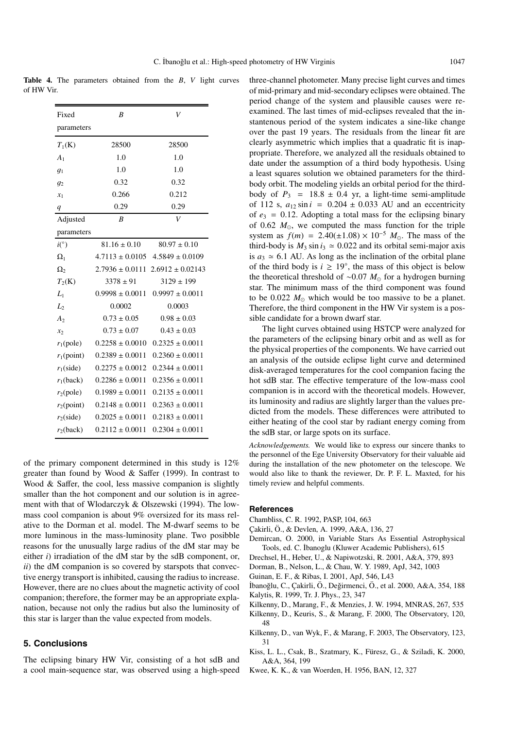**Table 4.** The parameters obtained from the $B$, $V$ light curves of HW Vir.

| Fixed parameters | $B$ | $V$ |
|---|---|---|
| $T_1$(K) | 28500 | 28500 |
| $A_1$ | 1.0 | 1.0 |
| $g_1$ | 1.0 | 1.0 |
| $g_2$ | 0.32 | 0.32 |
| $x_1$ | 0.266 | 0.212 |
| $q$ | 0.29 | 0.29 |
| **Adjusted parameters** | $B$ | $V$ |
| $i(^{\circ})$ | $81.16 \pm 0.10$ | $80.97 \pm 0.10$ |
| $\Omega_1$ | $4.7113 \pm 0.0105$ | $4.5849 \pm 0.0109$ |
| $\Omega_2$ | $2.7936 \pm 0.0111$ | $2.6912 \pm 0.02143$ |
| $T_2$(K) | $3378 \pm 91$ | $3129 \pm 199$ |
| $L_1$ | $0.9998 \pm 0.0011$ | $0.9997 \pm 0.0011$ |
| $L_2$ | 0.0002 | 0.0003 |
| $A_2$ | $0.73 \pm 0.05$ | $0.98 \pm 0.03$ |
| $x_2$ | $0.73 \pm 0.07$ | $0.43 \pm 0.03$ |
| $r_1$(pole) | $0.2258 \pm 0.0010$ | $0.2325 \pm 0.0011$ |
| $r_1$(point) | $0.2389 \pm 0.0011$ | $0.2360 \pm 0.0011$ |
| $r_1$(side) | $0.2275 \pm 0.0012$ | $0.2344 \pm 0.0011$ |
| $r_1$(back) | $0.2286 \pm 0.0011$ | $0.2356 \pm 0.0011$ |
| $r_2$(pole) | $0.1989 \pm 0.0011$ | $0.2135 \pm 0.0011$ |
| $r_2$(point) | $0.2148 \pm 0.0011$ | $0.2363 \pm 0.0011$ |
| $r_2$(side) | $0.2025 \pm 0.0011$ | $0.2183 \pm 0.0011$ |
| $r_2$(back) | $0.2112 \pm 0.0011$ | $0.2304 \pm 0.0011$ |

of the primary component determined in this study is 12% greater than found by Wood & Saffer (1999). In contrast to Wood & Saffer, the cool, less massive companion is slightly smaller than the hot component and our solution is in agreement with that of Wlodarczyk & Olszewski (1994). The low-mass cool companion is about 9% oversized for its mass relative to the Dorman et al. model. The M-dwarf seems to be more luminous in the mass-luminosity plane. Two posibble reasons for the unusually large radius of the dM star may be either *i*) irradiation of the dM star by the sdB component, or, *ii*) the dM companion is so covered by starspots that convective energy transport is inhibited, causing the radius to increase. However, there are no clues about the magnetic activity of cool companion; therefore, the former may be an appropriate explanation, because not only the radius but also the luminosity of this star is larger than the value expected from models.

## 5. Conclusions

The eclipsing binary HW Vir, consisting of a hot sdB and a cool main-sequence star, was observed using a high-speed three-channel photometer. Many precise light curves and times of mid-primary and mid-secondary eclipses were obtained. The period change of the system and plausible causes were re-examined. The last times of mid-eclipses revealed that the instantenous period of the system indicates a sine-like change over the past 19 years. The residuals from the linear fit are clearly asymmetric which implies that a quadratic fit is inappropriate. Therefore, we analyzed all the residuals obtained to date under the assumption of a third body hypothesis. Using a least squares solution we obtained parameters for the third-body orbit. The modeling yields an orbital period for the third-body of $P_3 = 18.8 \pm 0.4$ yr, a light-time semi-amplitude of 112 s, $a_{12} \sin i = 0.204 \pm 0.033$ AU and an eccentricity of $e_3 = 0.12$. Adopting a total mass for the eclipsing binary of 0.62 $M_{\odot}$, we computed the mass function for the triple system as $f(m) = 2.40(\pm 1.08) \times 10^{-5}\ M_{\odot}$. The mass of the third-body is $M_3 \sin i_3 \simeq 0.022$ and its orbital semi-major axis is $a_3 \simeq 6.1$ AU. As long as the inclination of the orbital plane of the third body is $i \geq 19^{\circ}$, the mass of this object is below the theoretical threshold of $\sim 0.07\ M_{\odot}$ for a hydrogen burning star. The minimum mass of the third component was found to be 0.022 $M_{\odot}$ which would be too massive to be a planet. Therefore, the third component in the HW Vir system is a possible candidate for a brown dwarf star.

The light curves obtained using HSTCP were analyzed for the parameters of the eclipsing binary orbit and as well as for the physical properties of the components. We have carried out an analysis of the outside eclipse light curve and determined disk-averaged temperatures for the cool companion facing the hot sdB star. The effective temperature of the low-mass cool companion is in accord with the theoretical models. However, its luminosity and radius are slightly larger than the values predicted from the models. These differences were attributed to either heating of the cool star by radiant energy coming from the sdB star, or large spots on its surface.

*Acknowledgements.* We would like to express our sincere thanks to the personnel of the Ege University Observatory for their valuable aid during the installation of the new photometer on the telescope. We would also like to thank the reviewer, Dr. P. F. L. Maxted, for his timely review and helpful comments.

## References

Chambliss, C. R. 1992, PASP, 104, 663

Çakirli, Ö., & Devlen, A. 1999, A&A, 136, 27

Demircan, O. 2000, in Variable Stars As Essential Astrophysical Tools, ed. C. İbanoglu (Kluwer Academic Publishers), 615

Drechsel, H., Heber, U., & Napiwotzski, R. 2001, A&A, 379, 893

Dorman, B., Nelson, L., & Chau, W. Y. 1989, ApJ, 342, 1003

Guinan, E. F., & Ribas, I. 2001, ApJ, 546, L43

İbanoğlu, C., Çakirli, Ö., Değirmenci, Ö., et al. 2000, A&A, 354, 188

Kalytis, R. 1999, Tr. J. Phys., 23, 347

Kilkenny, D., Marang, F., & Menzies, J. W. 1994, MNRAS, 267, 535

Kilkenny, D., Keuris, S., & Marang, F. 2000, The Observatory, 120, 48

Kilkenny, D., van Wyk, F., & Marang, F. 2003, The Observatory, 123, 31

Kiss, L. L., Csak, B., Szatmary, K., Füresz, G., & Sziladi, K. 2000, A&A, 364, 199

Kwee, K. K., & van Woerden, H. 1956, BAN, 12, 327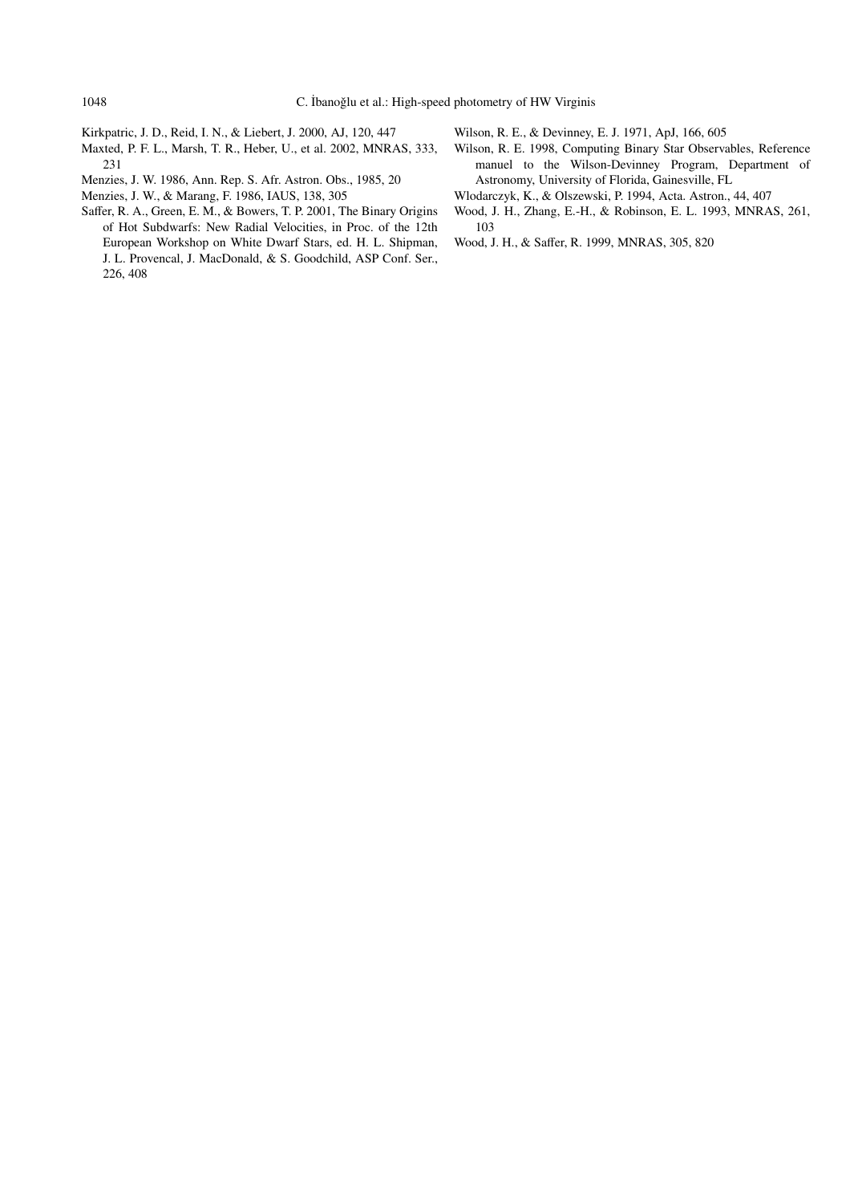Kirkpatric, J. D., Reid, I. N., & Liebert, J. 2000, AJ, 120, 447

Maxted, P. F. L., Marsh, T. R., Heber, U., et al. 2002, MNRAS, 333, 231

Menzies, J. W. 1986, Ann. Rep. S. Afr. Astron. Obs., 1985, 20

Menzies, J. W., & Marang, F. 1986, IAUS, 138, 305

Saffer, R. A., Green, E. M., & Bowers, T. P. 2001, The Binary Origins of Hot Subdwarfs: New Radial Velocities, in Proc. of the 12th European Workshop on White Dwarf Stars, ed. H. L. Shipman, J. L. Provencal, J. MacDonald, & S. Goodchild, ASP Conf. Ser., 226, 408

Wilson, R. E., & Devinney, E. J. 1971, ApJ, 166, 605

Wilson, R. E. 1998, Computing Binary Star Observables, Reference manuel to the Wilson-Devinney Program, Department of Astronomy, University of Florida, Gainesville, FL

Wlodarczyk, K., & Olszewski, P. 1994, Acta. Astron., 44, 407

Wood, J. H., Zhang, E.-H., & Robinson, E. L. 1993, MNRAS, 261, 103

Wood, J. H., & Saffer, R. 1999, MNRAS, 305, 820